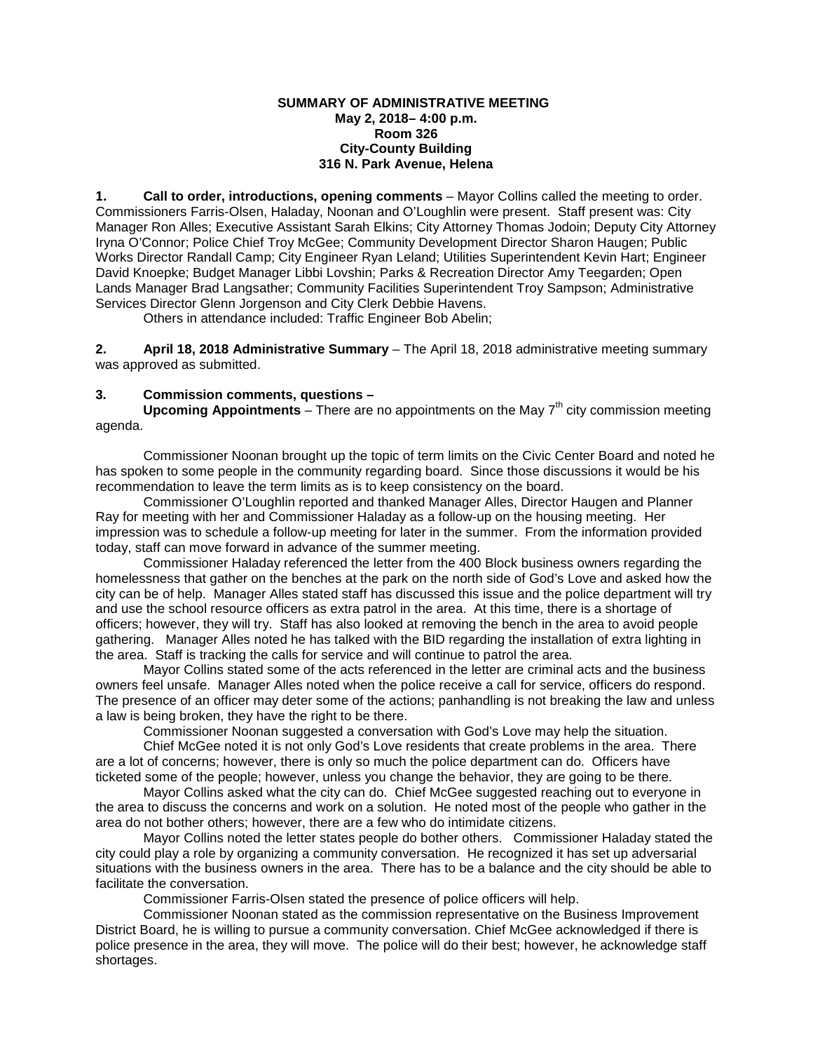**SUMMARY OF ADMINISTRATIVE MEETING**
**May 2, 2018– 4:00 p.m.**
**Room 326**
**City-County Building**
**316 N. Park Avenue, Helena**

**1. Call to order, introductions, opening comments** – Mayor Collins called the meeting to order. Commissioners Farris-Olsen, Haladay, Noonan and O'Loughlin were present. Staff present was: City Manager Ron Alles; Executive Assistant Sarah Elkins; City Attorney Thomas Jodoin; Deputy City Attorney Iryna O'Connor; Police Chief Troy McGee; Community Development Director Sharon Haugen; Public Works Director Randall Camp; City Engineer Ryan Leland; Utilities Superintendent Kevin Hart; Engineer David Knoepke; Budget Manager Libbi Lovshin; Parks & Recreation Director Amy Teegarden; Open Lands Manager Brad Langsather; Community Facilities Superintendent Troy Sampson; Administrative Services Director Glenn Jorgenson and City Clerk Debbie Havens.

Others in attendance included: Traffic Engineer Bob Abelin;

**2. April 18, 2018 Administrative Summary** – The April 18, 2018 administrative meeting summary was approved as submitted.

**3. Commission comments, questions –**

**Upcoming Appointments** – There are no appointments on the May 7th city commission meeting agenda.

Commissioner Noonan brought up the topic of term limits on the Civic Center Board and noted he has spoken to some people in the community regarding board. Since those discussions it would be his recommendation to leave the term limits as is to keep consistency on the board.

Commissioner O'Loughlin reported and thanked Manager Alles, Director Haugen and Planner Ray for meeting with her and Commissioner Haladay as a follow-up on the housing meeting. Her impression was to schedule a follow-up meeting for later in the summer. From the information provided today, staff can move forward in advance of the summer meeting.

Commissioner Haladay referenced the letter from the 400 Block business owners regarding the homelessness that gather on the benches at the park on the north side of God's Love and asked how the city can be of help. Manager Alles stated staff has discussed this issue and the police department will try and use the school resource officers as extra patrol in the area. At this time, there is a shortage of officers; however, they will try. Staff has also looked at removing the bench in the area to avoid people gathering. Manager Alles noted he has talked with the BID regarding the installation of extra lighting in the area. Staff is tracking the calls for service and will continue to patrol the area.

Mayor Collins stated some of the acts referenced in the letter are criminal acts and the business owners feel unsafe. Manager Alles noted when the police receive a call for service, officers do respond. The presence of an officer may deter some of the actions; panhandling is not breaking the law and unless a law is being broken, they have the right to be there.

Commissioner Noonan suggested a conversation with God's Love may help the situation.

Chief McGee noted it is not only God's Love residents that create problems in the area. There are a lot of concerns; however, there is only so much the police department can do. Officers have ticketed some of the people; however, unless you change the behavior, they are going to be there.

Mayor Collins asked what the city can do. Chief McGee suggested reaching out to everyone in the area to discuss the concerns and work on a solution. He noted most of the people who gather in the area do not bother others; however, there are a few who do intimidate citizens.

Mayor Collins noted the letter states people do bother others. Commissioner Haladay stated the city could play a role by organizing a community conversation. He recognized it has set up adversarial situations with the business owners in the area. There has to be a balance and the city should be able to facilitate the conversation.

Commissioner Farris-Olsen stated the presence of police officers will help.

Commissioner Noonan stated as the commission representative on the Business Improvement District Board, he is willing to pursue a community conversation. Chief McGee acknowledged if there is police presence in the area, they will move. The police will do their best; however, he acknowledge staff shortages.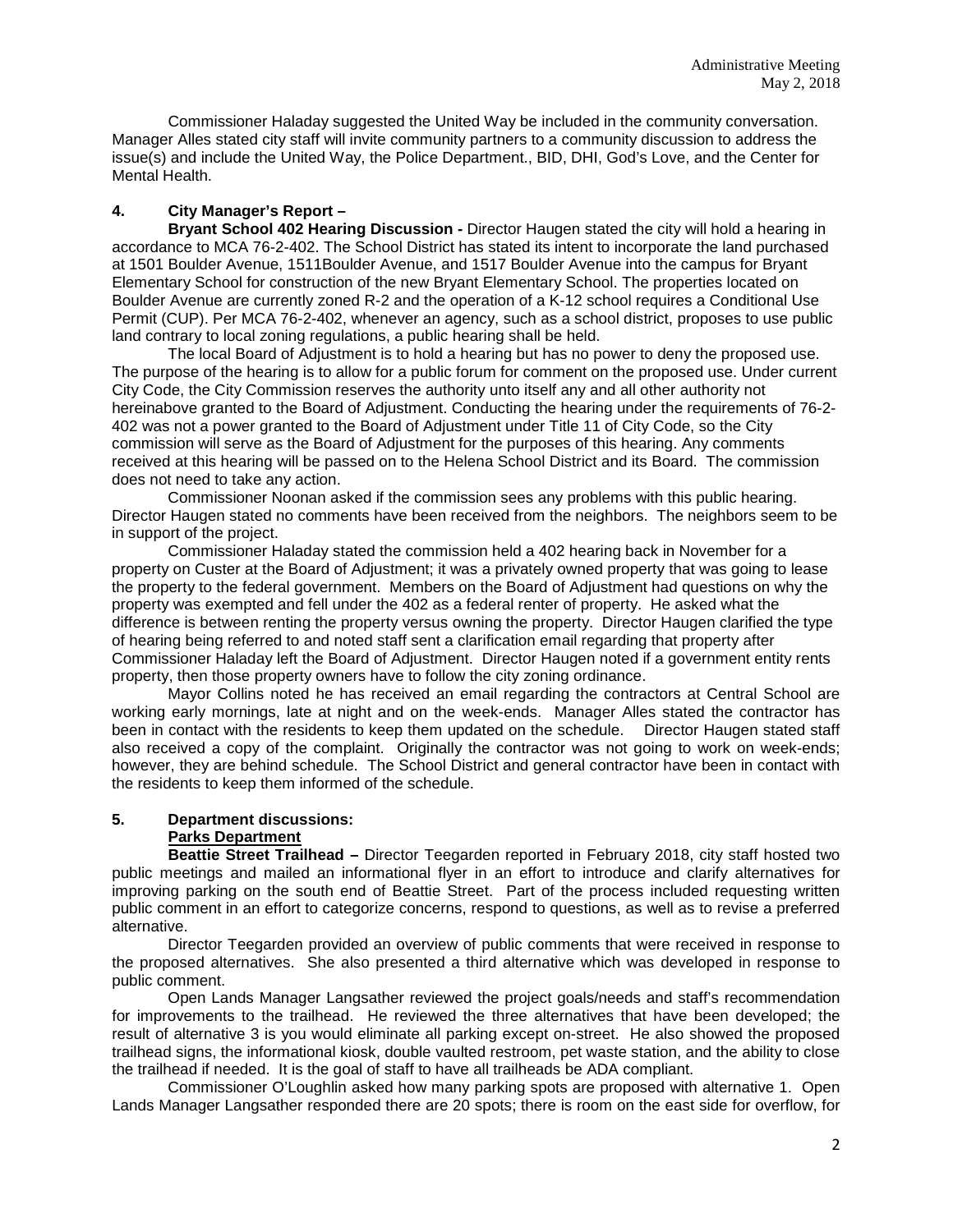Commissioner Haladay suggested the United Way be included in the community conversation. Manager Alles stated city staff will invite community partners to a community discussion to address the issue(s) and include the United Way, the Police Department., BID, DHI, God's Love, and the Center for Mental Health.

**4. City Manager's Report –**

**Bryant School 402 Hearing Discussion -** Director Haugen stated the city will hold a hearing in accordance to MCA 76-2-402. The School District has stated its intent to incorporate the land purchased at 1501 Boulder Avenue, 1511Boulder Avenue, and 1517 Boulder Avenue into the campus for Bryant Elementary School for construction of the new Bryant Elementary School. The properties located on Boulder Avenue are currently zoned R-2 and the operation of a K-12 school requires a Conditional Use Permit (CUP). Per MCA 76-2-402, whenever an agency, such as a school district, proposes to use public land contrary to local zoning regulations, a public hearing shall be held.

The local Board of Adjustment is to hold a hearing but has no power to deny the proposed use. The purpose of the hearing is to allow for a public forum for comment on the proposed use. Under current City Code, the City Commission reserves the authority unto itself any and all other authority not hereinabove granted to the Board of Adjustment. Conducting the hearing under the requirements of 76-2-402 was not a power granted to the Board of Adjustment under Title 11 of City Code, so the City commission will serve as the Board of Adjustment for the purposes of this hearing. Any comments received at this hearing will be passed on to the Helena School District and its Board. The commission does not need to take any action.

Commissioner Noonan asked if the commission sees any problems with this public hearing. Director Haugen stated no comments have been received from the neighbors. The neighbors seem to be in support of the project.

Commissioner Haladay stated the commission held a 402 hearing back in November for a property on Custer at the Board of Adjustment; it was a privately owned property that was going to lease the property to the federal government. Members on the Board of Adjustment had questions on why the property was exempted and fell under the 402 as a federal renter of property. He asked what the difference is between renting the property versus owning the property. Director Haugen clarified the type of hearing being referred to and noted staff sent a clarification email regarding that property after Commissioner Haladay left the Board of Adjustment. Director Haugen noted if a government entity rents property, then those property owners have to follow the city zoning ordinance.

Mayor Collins noted he has received an email regarding the contractors at Central School are working early mornings, late at night and on the week-ends. Manager Alles stated the contractor has been in contact with the residents to keep them updated on the schedule. Director Haugen stated staff also received a copy of the complaint. Originally the contractor was not going to work on week-ends; however, they are behind schedule. The School District and general contractor have been in contact with the residents to keep them informed of the schedule.

**5. Department discussions:**

**Parks Department**

**Beattie Street Trailhead –** Director Teegarden reported in February 2018, city staff hosted two public meetings and mailed an informational flyer in an effort to introduce and clarify alternatives for improving parking on the south end of Beattie Street. Part of the process included requesting written public comment in an effort to categorize concerns, respond to questions, as well as to revise a preferred alternative.

Director Teegarden provided an overview of public comments that were received in response to the proposed alternatives. She also presented a third alternative which was developed in response to public comment.

Open Lands Manager Langsather reviewed the project goals/needs and staff's recommendation for improvements to the trailhead. He reviewed the three alternatives that have been developed; the result of alternative 3 is you would eliminate all parking except on-street. He also showed the proposed trailhead signs, the informational kiosk, double vaulted restroom, pet waste station, and the ability to close the trailhead if needed. It is the goal of staff to have all trailheads be ADA compliant.

Commissioner O'Loughlin asked how many parking spots are proposed with alternative 1. Open Lands Manager Langsather responded there are 20 spots; there is room on the east side for overflow, for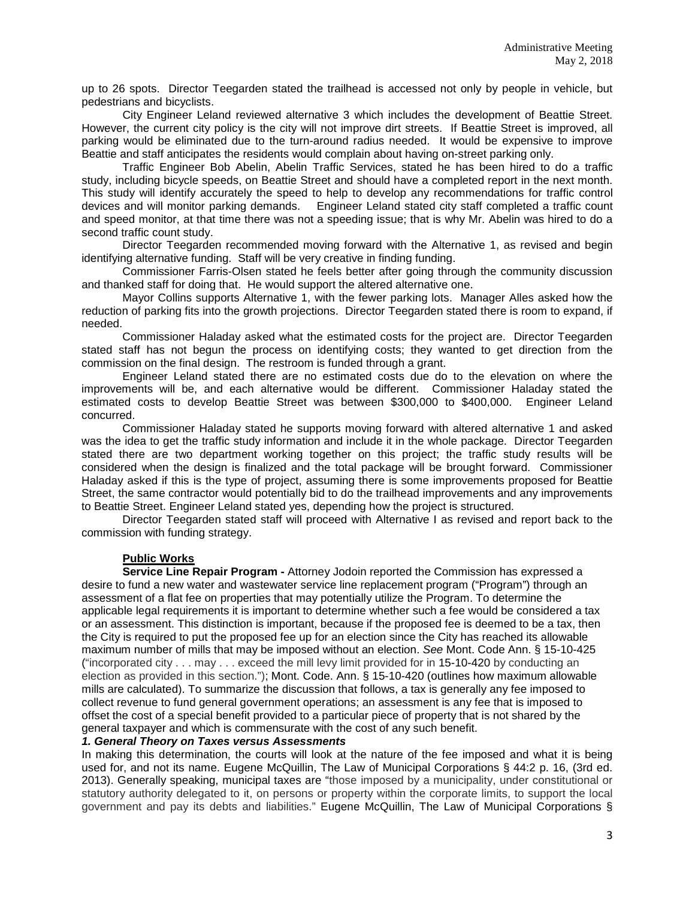up to 26 spots. Director Teegarden stated the trailhead is accessed not only by people in vehicle, but pedestrians and bicyclists.

City Engineer Leland reviewed alternative 3 which includes the development of Beattie Street. However, the current city policy is the city will not improve dirt streets. If Beattie Street is improved, all parking would be eliminated due to the turn-around radius needed. It would be expensive to improve Beattie and staff anticipates the residents would complain about having on-street parking only.

Traffic Engineer Bob Abelin, Abelin Traffic Services, stated he has been hired to do a traffic study, including bicycle speeds, on Beattie Street and should have a completed report in the next month. This study will identify accurately the speed to help to develop any recommendations for traffic control devices and will monitor parking demands. Engineer Leland stated city staff completed a traffic count and speed monitor, at that time there was not a speeding issue; that is why Mr. Abelin was hired to do a second traffic count study.

Director Teegarden recommended moving forward with the Alternative 1, as revised and begin identifying alternative funding. Staff will be very creative in finding funding.

Commissioner Farris-Olsen stated he feels better after going through the community discussion and thanked staff for doing that. He would support the altered alternative one.

Mayor Collins supports Alternative 1, with the fewer parking lots. Manager Alles asked how the reduction of parking fits into the growth projections. Director Teegarden stated there is room to expand, if needed.

Commissioner Haladay asked what the estimated costs for the project are. Director Teegarden stated staff has not begun the process on identifying costs; they wanted to get direction from the commission on the final design. The restroom is funded through a grant.

Engineer Leland stated there are no estimated costs due do to the elevation on where the improvements will be, and each alternative would be different. Commissioner Haladay stated the estimated costs to develop Beattie Street was between $300,000 to $400,000. Engineer Leland concurred.

Commissioner Haladay stated he supports moving forward with altered alternative 1 and asked was the idea to get the traffic study information and include it in the whole package. Director Teegarden stated there are two department working together on this project; the traffic study results will be considered when the design is finalized and the total package will be brought forward. Commissioner Haladay asked if this is the type of project, assuming there is some improvements proposed for Beattie Street, the same contractor would potentially bid to do the trailhead improvements and any improvements to Beattie Street. Engineer Leland stated yes, depending how the project is structured.

Director Teegarden stated staff will proceed with Alternative I as revised and report back to the commission with funding strategy.

**Public Works**

**Service Line Repair Program -** Attorney Jodoin reported the Commission has expressed a desire to fund a new water and wastewater service line replacement program ("Program") through an assessment of a flat fee on properties that may potentially utilize the Program. To determine the applicable legal requirements it is important to determine whether such a fee would be considered a tax or an assessment. This distinction is important, because if the proposed fee is deemed to be a tax, then the City is required to put the proposed fee up for an election since the City has reached its allowable maximum number of mills that may be imposed without an election. *See* Mont. Code Ann. § 15-10-425 ("incorporated city . . . may . . . exceed the mill levy limit provided for in 15-10-420 by conducting an election as provided in this section."); Mont. Code. Ann. § 15-10-420 (outlines how maximum allowable mills are calculated). To summarize the discussion that follows, a tax is generally any fee imposed to collect revenue to fund general government operations; an assessment is any fee that is imposed to offset the cost of a special benefit provided to a particular piece of property that is not shared by the general taxpayer and which is commensurate with the cost of any such benefit.

***1. General Theory on Taxes versus Assessments***

In making this determination, the courts will look at the nature of the fee imposed and what it is being used for, and not its name. Eugene McQuillin, The Law of Municipal Corporations § 44:2 p. 16, (3rd ed. 2013). Generally speaking, municipal taxes are "those imposed by a municipality, under constitutional or statutory authority delegated to it, on persons or property within the corporate limits, to support the local government and pay its debts and liabilities." Eugene McQuillin, The Law of Municipal Corporations §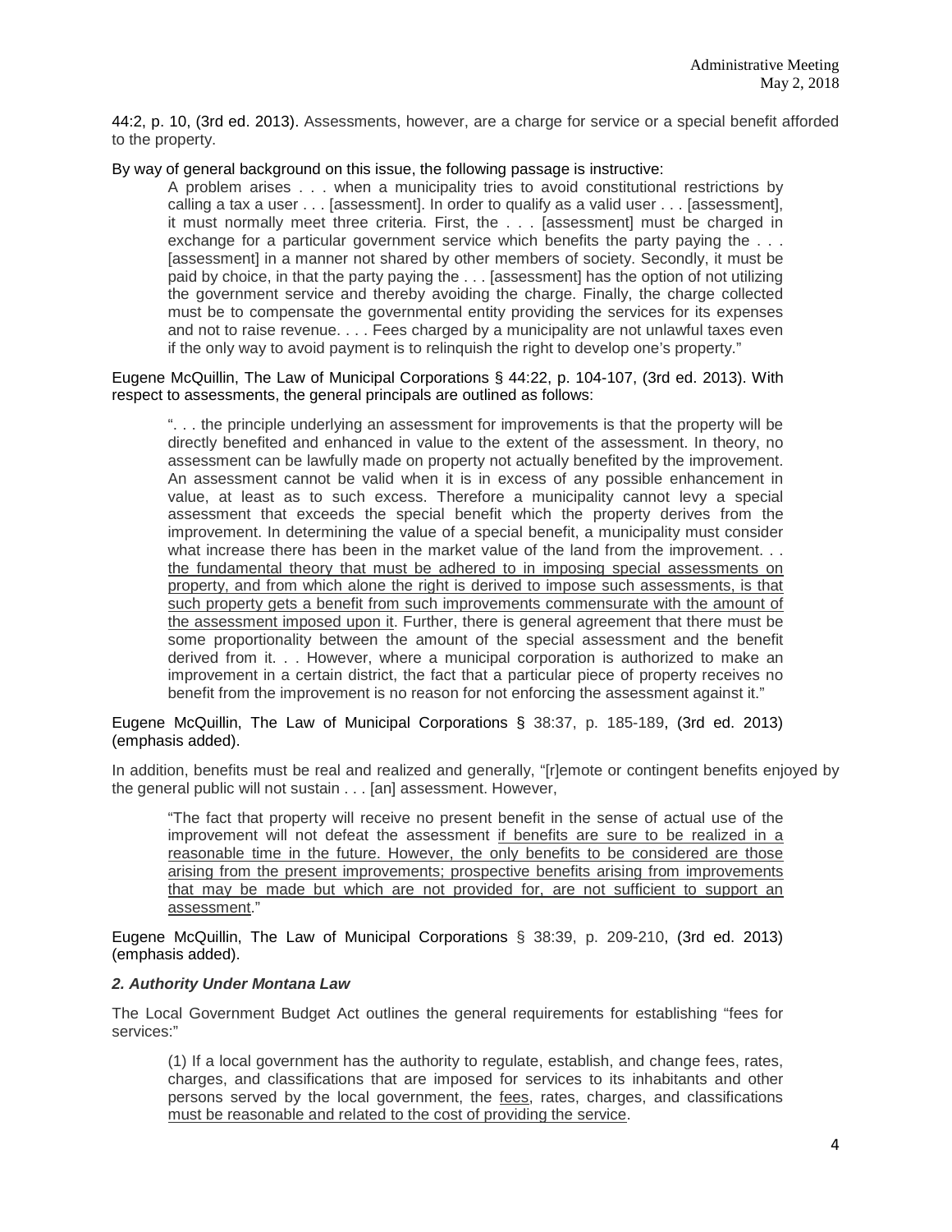44:2, p. 10, (3rd ed. 2013). Assessments, however, are a charge for service or a special benefit afforded to the property.

By way of general background on this issue, the following passage is instructive:

> A problem arises . . . when a municipality tries to avoid constitutional restrictions by calling a tax a user . . . [assessment]. In order to qualify as a valid user . . . [assessment], it must normally meet three criteria. First, the . . . [assessment] must be charged in exchange for a particular government service which benefits the party paying the . . . [assessment] in a manner not shared by other members of society. Secondly, it must be paid by choice, in that the party paying the . . . [assessment] has the option of not utilizing the government service and thereby avoiding the charge. Finally, the charge collected must be to compensate the governmental entity providing the services for its expenses and not to raise revenue. . . . Fees charged by a municipality are not unlawful taxes even if the only way to avoid payment is to relinquish the right to develop one's property."

Eugene McQuillin, The Law of Municipal Corporations § 44:22, p. 104-107, (3rd ed. 2013). With respect to assessments, the general principals are outlined as follows:

> ". . . the principle underlying an assessment for improvements is that the property will be directly benefited and enhanced in value to the extent of the assessment. In theory, no assessment can be lawfully made on property not actually benefited by the improvement. An assessment cannot be valid when it is in excess of any possible enhancement in value, at least as to such excess. Therefore a municipality cannot levy a special assessment that exceeds the special benefit which the property derives from the improvement. In determining the value of a special benefit, a municipality must consider what increase there has been in the market value of the land from the improvement. . . <u>the fundamental theory that must be adhered to in imposing special assessments on property, and from which alone the right is derived to impose such assessments, is that such property gets a benefit from such improvements commensurate with the amount of the assessment imposed upon it</u>. Further, there is general agreement that there must be some proportionality between the amount of the special assessment and the benefit derived from it. . . However, where a municipal corporation is authorized to make an improvement in a certain district, the fact that a particular piece of property receives no benefit from the improvement is no reason for not enforcing the assessment against it."

Eugene McQuillin, The Law of Municipal Corporations § 38:37, p. 185-189, (3rd ed. 2013) (emphasis added).

In addition, benefits must be real and realized and generally, "[r]emote or contingent benefits enjoyed by the general public will not sustain . . . [an] assessment. However,

> "The fact that property will receive no present benefit in the sense of actual use of the improvement will not defeat the assessment <u>if benefits are sure to be realized in a reasonable time in the future. However, the only benefits to be considered are those arising from the present improvements; prospective benefits arising from improvements that may be made but which are not provided for, are not sufficient to support an assessment</u>."

Eugene McQuillin, The Law of Municipal Corporations § 38:39, p. 209-210, (3rd ed. 2013) (emphasis added).

### *2. Authority Under Montana Law*

The Local Government Budget Act outlines the general requirements for establishing "fees for services:"

> (1) If a local government has the authority to regulate, establish, and change fees, rates, charges, and classifications that are imposed for services to its inhabitants and other persons served by the local government, the <u>fees</u>, rates, charges, and classifications <u>must be reasonable and related to the cost of providing the service</u>.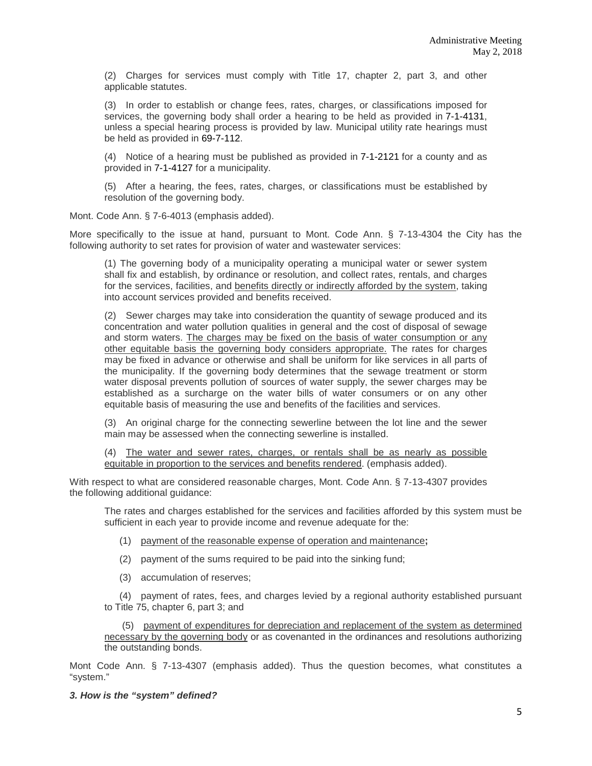> (2) Charges for services must comply with Title 17, chapter 2, part 3, and other applicable statutes.
>
> (3) In order to establish or change fees, rates, charges, or classifications imposed for services, the governing body shall order a hearing to be held as provided in 7-1-4131, unless a special hearing process is provided by law. Municipal utility rate hearings must be held as provided in 69-7-112.
>
> (4) Notice of a hearing must be published as provided in 7-1-2121 for a county and as provided in 7-1-4127 for a municipality.
>
> (5) After a hearing, the fees, rates, charges, or classifications must be established by resolution of the governing body.

Mont. Code Ann. § 7-6-4013 (emphasis added).

More specifically to the issue at hand, pursuant to Mont. Code Ann. § 7-13-4304 the City has the following authority to set rates for provision of water and wastewater services:

> (1) The governing body of a municipality operating a municipal water or sewer system shall fix and establish, by ordinance or resolution, and collect rates, rentals, and charges for the services, facilities, and <u>benefits directly or indirectly afforded by the system</u>, taking into account services provided and benefits received.
>
> (2) Sewer charges may take into consideration the quantity of sewage produced and its concentration and water pollution qualities in general and the cost of disposal of sewage and storm waters. <u>The charges may be fixed on the basis of water consumption or any other equitable basis the governing body considers appropriate.</u> The rates for charges may be fixed in advance or otherwise and shall be uniform for like services in all parts of the municipality. If the governing body determines that the sewage treatment or storm water disposal prevents pollution of sources of water supply, the sewer charges may be established as a surcharge on the water bills of water consumers or on any other equitable basis of measuring the use and benefits of the facilities and services.
>
> (3) An original charge for the connecting sewerline between the lot line and the sewer main may be assessed when the connecting sewerline is installed.
>
> (4) <u>The water and sewer rates, charges, or rentals shall be as nearly as possible equitable in proportion to the services and benefits rendered</u>. (emphasis added).

With respect to what are considered reasonable charges, Mont. Code Ann. § 7-13-4307 provides the following additional guidance:

> The rates and charges established for the services and facilities afforded by this system must be sufficient in each year to provide income and revenue adequate for the:
>
> (1) <u>payment of the reasonable expense of operation and maintenance</u>**;**
>
> (2) payment of the sums required to be paid into the sinking fund;
>
> (3) accumulation of reserves;
>
> (4) payment of rates, fees, and charges levied by a regional authority established pursuant to Title 75, chapter 6, part 3; and
>
> (5) <u>payment of expenditures for depreciation and replacement of the system as determined necessary by the governing body</u> or as covenanted in the ordinances and resolutions authorizing the outstanding bonds.

Mont Code Ann. § 7-13-4307 (emphasis added). Thus the question becomes, what constitutes a "system."

***3. How is the "system" defined?***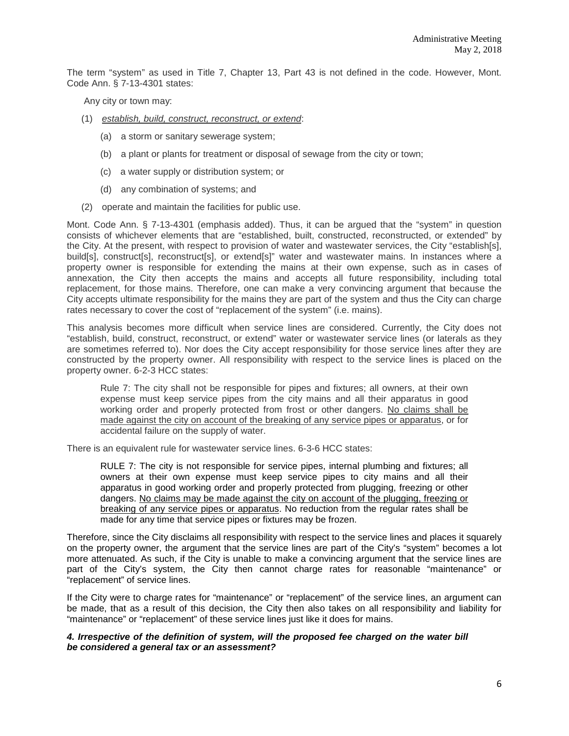The term "system" as used in Title 7, Chapter 13, Part 43 is not defined in the code. However, Mont. Code Ann. § 7-13-4301 states:

> Any city or town may:
>
> (1) <u>*establish, build, construct, reconstruct, or extend*</u>:
>
> (a) a storm or sanitary sewerage system;
>
> (b) a plant or plants for treatment or disposal of sewage from the city or town;
>
> (c) a water supply or distribution system; or
>
> (d) any combination of systems; and
>
> (2) operate and maintain the facilities for public use.

Mont. Code Ann. § 7-13-4301 (emphasis added). Thus, it can be argued that the "system" in question consists of whichever elements that are "established, built, constructed, reconstructed, or extended" by the City. At the present, with respect to provision of water and wastewater services, the City "establish[s], build[s], construct[s], reconstruct[s], or extend[s]" water and wastewater mains. In instances where a property owner is responsible for extending the mains at their own expense, such as in cases of annexation, the City then accepts the mains and accepts all future responsibility, including total replacement, for those mains. Therefore, one can make a very convincing argument that because the City accepts ultimate responsibility for the mains they are part of the system and thus the City can charge rates necessary to cover the cost of "replacement of the system" (i.e. mains).

This analysis becomes more difficult when service lines are considered. Currently, the City does not "establish, build, construct, reconstruct, or extend" water or wastewater service lines (or laterals as they are sometimes referred to). Nor does the City accept responsibility for those service lines after they are constructed by the property owner. All responsibility with respect to the service lines is placed on the property owner. 6-2-3 HCC states:

> Rule 7: The city shall not be responsible for pipes and fixtures; all owners, at their own expense must keep service pipes from the city mains and all their apparatus in good working order and properly protected from frost or other dangers. <u>No claims shall be made against the city on account of the breaking of any service pipes or apparatus</u>, or for accidental failure on the supply of water.

There is an equivalent rule for wastewater service lines. 6-3-6 HCC states:

> RULE 7: The city is not responsible for service pipes, internal plumbing and fixtures; all owners at their own expense must keep service pipes to city mains and all their apparatus in good working order and properly protected from plugging, freezing or other dangers. <u>No claims may be made against the city on account of the plugging, freezing or breaking of any service pipes or apparatus</u>. No reduction from the regular rates shall be made for any time that service pipes or fixtures may be frozen.

Therefore, since the City disclaims all responsibility with respect to the service lines and places it squarely on the property owner, the argument that the service lines are part of the City's "system" becomes a lot more attenuated. As such, if the City is unable to make a convincing argument that the service lines are part of the City's system, the City then cannot charge rates for reasonable "maintenance" or "replacement" of service lines.

If the City were to charge rates for "maintenance" or "replacement" of the service lines, an argument can be made, that as a result of this decision, the City then also takes on all responsibility and liability for "maintenance" or "replacement" of these service lines just like it does for mains.

***4. Irrespective of the definition of system, will the proposed fee charged on the water bill be considered a general tax or an assessment?***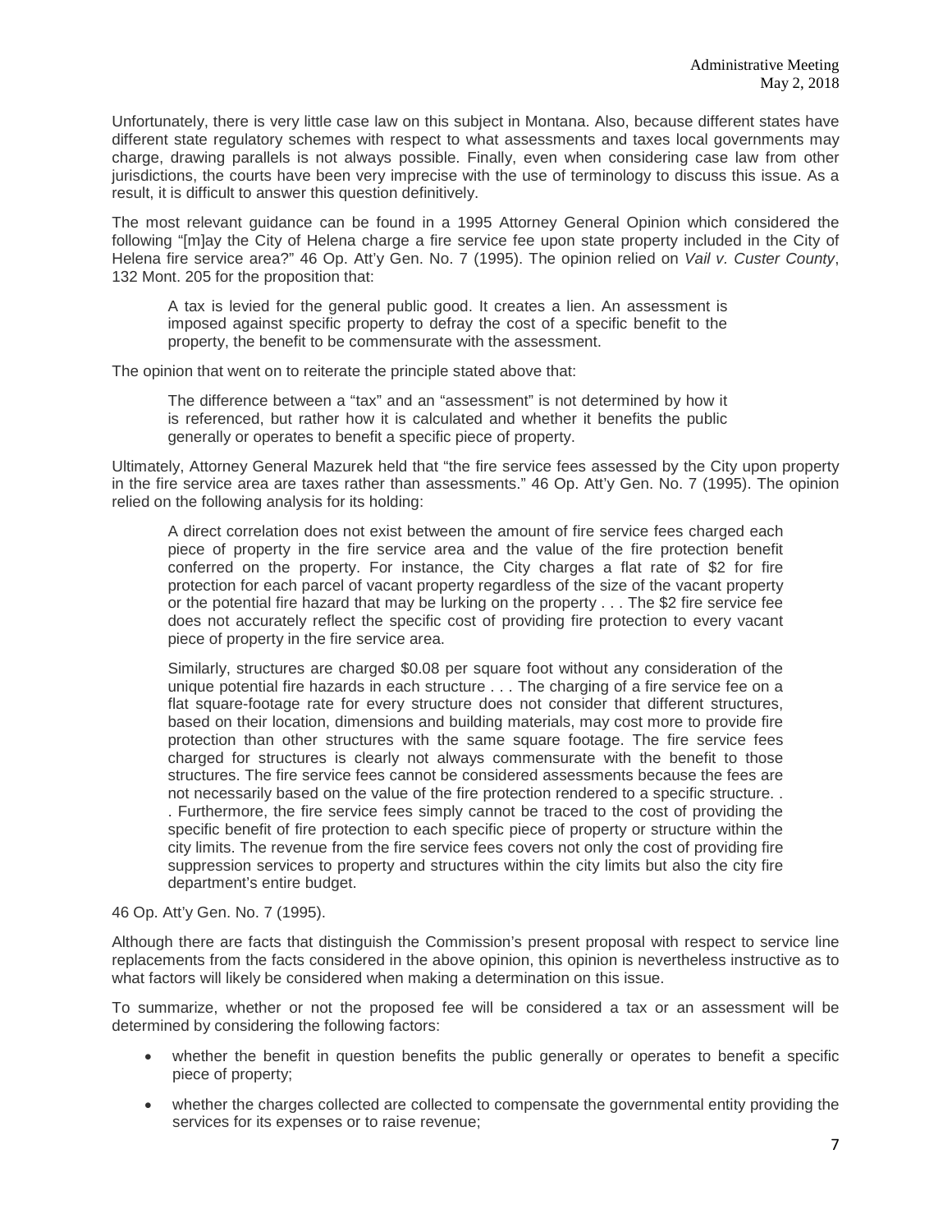Unfortunately, there is very little case law on this subject in Montana. Also, because different states have different state regulatory schemes with respect to what assessments and taxes local governments may charge, drawing parallels is not always possible. Finally, even when considering case law from other jurisdictions, the courts have been very imprecise with the use of terminology to discuss this issue. As a result, it is difficult to answer this question definitively.

The most relevant guidance can be found in a 1995 Attorney General Opinion which considered the following "[m]ay the City of Helena charge a fire service fee upon state property included in the City of Helena fire service area?" 46 Op. Att'y Gen. No. 7 (1995). The opinion relied on *Vail v. Custer County*, 132 Mont. 205 for the proposition that:

> A tax is levied for the general public good. It creates a lien. An assessment is imposed against specific property to defray the cost of a specific benefit to the property, the benefit to be commensurate with the assessment.

The opinion that went on to reiterate the principle stated above that:

> The difference between a "tax" and an "assessment" is not determined by how it is referenced, but rather how it is calculated and whether it benefits the public generally or operates to benefit a specific piece of property.

Ultimately, Attorney General Mazurek held that "the fire service fees assessed by the City upon property in the fire service area are taxes rather than assessments." 46 Op. Att'y Gen. No. 7 (1995). The opinion relied on the following analysis for its holding:

> A direct correlation does not exist between the amount of fire service fees charged each piece of property in the fire service area and the value of the fire protection benefit conferred on the property. For instance, the City charges a flat rate of $2 for fire protection for each parcel of vacant property regardless of the size of the vacant property or the potential fire hazard that may be lurking on the property . . . The $2 fire service fee does not accurately reflect the specific cost of providing fire protection to every vacant piece of property in the fire service area.
>
> Similarly, structures are charged $0.08 per square foot without any consideration of the unique potential fire hazards in each structure . . . The charging of a fire service fee on a flat square-footage rate for every structure does not consider that different structures, based on their location, dimensions and building materials, may cost more to provide fire protection than other structures with the same square footage. The fire service fees charged for structures is clearly not always commensurate with the benefit to those structures. The fire service fees cannot be considered assessments because the fees are not necessarily based on the value of the fire protection rendered to a specific structure. . . Furthermore, the fire service fees simply cannot be traced to the cost of providing the specific benefit of fire protection to each specific piece of property or structure within the city limits. The revenue from the fire service fees covers not only the cost of providing fire suppression services to property and structures within the city limits but also the city fire department's entire budget.

46 Op. Att'y Gen. No. 7 (1995).

Although there are facts that distinguish the Commission's present proposal with respect to service line replacements from the facts considered in the above opinion, this opinion is nevertheless instructive as to what factors will likely be considered when making a determination on this issue.

To summarize, whether or not the proposed fee will be considered a tax or an assessment will be determined by considering the following factors:

- whether the benefit in question benefits the public generally or operates to benefit a specific piece of property;
- whether the charges collected are collected to compensate the governmental entity providing the services for its expenses or to raise revenue;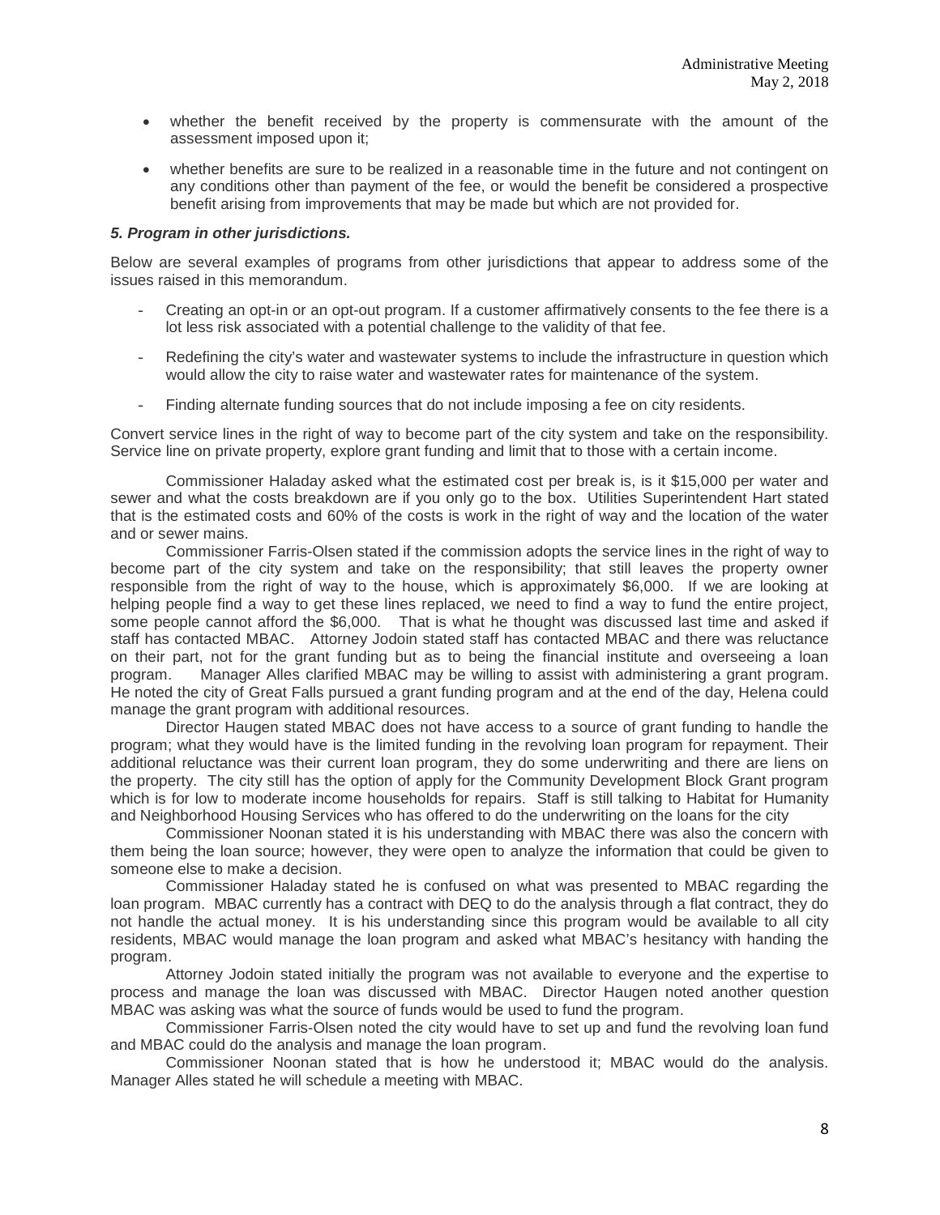- whether the benefit received by the property is commensurate with the amount of the assessment imposed upon it;
- whether benefits are sure to be realized in a reasonable time in the future and not contingent on any conditions other than payment of the fee, or would the benefit be considered a prospective benefit arising from improvements that may be made but which are not provided for.

***5. Program in other jurisdictions.***

Below are several examples of programs from other jurisdictions that appear to address some of the issues raised in this memorandum.

- Creating an opt-in or an opt-out program. If a customer affirmatively consents to the fee there is a lot less risk associated with a potential challenge to the validity of that fee.
- Redefining the city's water and wastewater systems to include the infrastructure in question which would allow the city to raise water and wastewater rates for maintenance of the system.
- Finding alternate funding sources that do not include imposing a fee on city residents.

Convert service lines in the right of way to become part of the city system and take on the responsibility. Service line on private property, explore grant funding and limit that to those with a certain income.

Commissioner Haladay asked what the estimated cost per break is, is it $15,000 per water and sewer and what the costs breakdown are if you only go to the box. Utilities Superintendent Hart stated that is the estimated costs and 60% of the costs is work in the right of way and the location of the water and or sewer mains.

Commissioner Farris-Olsen stated if the commission adopts the service lines in the right of way to become part of the city system and take on the responsibility; that still leaves the property owner responsible from the right of way to the house, which is approximately $6,000. If we are looking at helping people find a way to get these lines replaced, we need to find a way to fund the entire project, some people cannot afford the $6,000. That is what he thought was discussed last time and asked if staff has contacted MBAC. Attorney Jodoin stated staff has contacted MBAC and there was reluctance on their part, not for the grant funding but as to being the financial institute and overseeing a loan program. Manager Alles clarified MBAC may be willing to assist with administering a grant program. He noted the city of Great Falls pursued a grant funding program and at the end of the day, Helena could manage the grant program with additional resources.

Director Haugen stated MBAC does not have access to a source of grant funding to handle the program; what they would have is the limited funding in the revolving loan program for repayment. Their additional reluctance was their current loan program, they do some underwriting and there are liens on the property. The city still has the option of apply for the Community Development Block Grant program which is for low to moderate income households for repairs. Staff is still talking to Habitat for Humanity and Neighborhood Housing Services who has offered to do the underwriting on the loans for the city

Commissioner Noonan stated it is his understanding with MBAC there was also the concern with them being the loan source; however, they were open to analyze the information that could be given to someone else to make a decision.

Commissioner Haladay stated he is confused on what was presented to MBAC regarding the loan program. MBAC currently has a contract with DEQ to do the analysis through a flat contract, they do not handle the actual money. It is his understanding since this program would be available to all city residents, MBAC would manage the loan program and asked what MBAC's hesitancy with handing the program.

Attorney Jodoin stated initially the program was not available to everyone and the expertise to process and manage the loan was discussed with MBAC. Director Haugen noted another question MBAC was asking was what the source of funds would be used to fund the program.

Commissioner Farris-Olsen noted the city would have to set up and fund the revolving loan fund and MBAC could do the analysis and manage the loan program.

Commissioner Noonan stated that is how he understood it; MBAC would do the analysis. Manager Alles stated he will schedule a meeting with MBAC.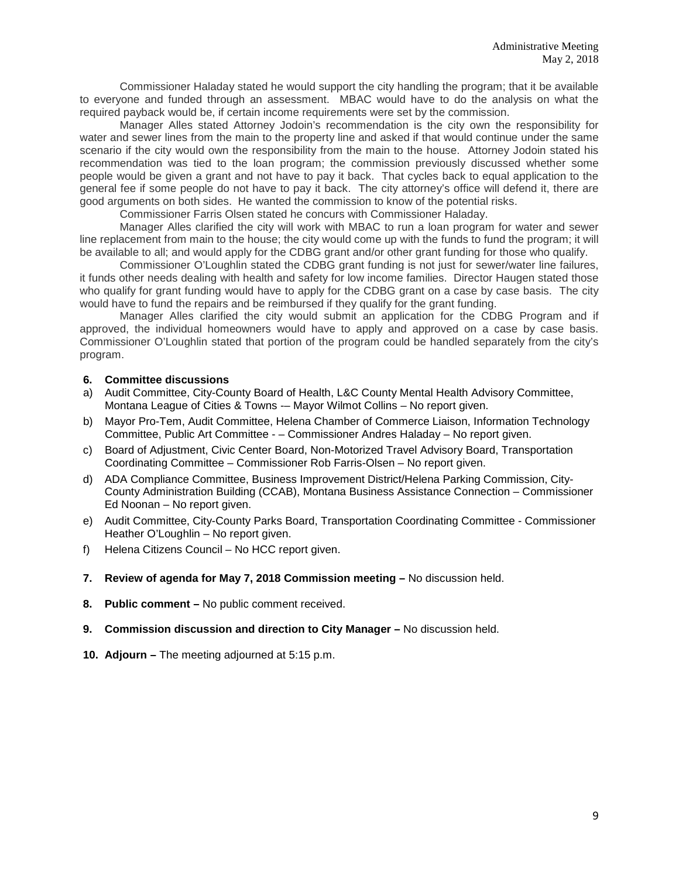Commissioner Haladay stated he would support the city handling the program; that it be available to everyone and funded through an assessment. MBAC would have to do the analysis on what the required payback would be, if certain income requirements were set by the commission.

Manager Alles stated Attorney Jodoin's recommendation is the city own the responsibility for water and sewer lines from the main to the property line and asked if that would continue under the same scenario if the city would own the responsibility from the main to the house. Attorney Jodoin stated his recommendation was tied to the loan program; the commission previously discussed whether some people would be given a grant and not have to pay it back. That cycles back to equal application to the general fee if some people do not have to pay it back. The city attorney's office will defend it, there are good arguments on both sides. He wanted the commission to know of the potential risks.

Commissioner Farris Olsen stated he concurs with Commissioner Haladay.

Manager Alles clarified the city will work with MBAC to run a loan program for water and sewer line replacement from main to the house; the city would come up with the funds to fund the program; it will be available to all; and would apply for the CDBG grant and/or other grant funding for those who qualify.

Commissioner O'Loughlin stated the CDBG grant funding is not just for sewer/water line failures, it funds other needs dealing with health and safety for low income families. Director Haugen stated those who qualify for grant funding would have to apply for the CDBG grant on a case by case basis. The city would have to fund the repairs and be reimbursed if they qualify for the grant funding.

Manager Alles clarified the city would submit an application for the CDBG Program and if approved, the individual homeowners would have to apply and approved on a case by case basis. Commissioner O'Loughlin stated that portion of the program could be handled separately from the city's program.

**6. Committee discussions**

a) Audit Committee, City-County Board of Health, L&C County Mental Health Advisory Committee, Montana League of Cities & Towns -– Mayor Wilmot Collins – No report given.

b) Mayor Pro-Tem, Audit Committee, Helena Chamber of Commerce Liaison, Information Technology Committee, Public Art Committee - – Commissioner Andres Haladay – No report given.

c) Board of Adjustment, Civic Center Board, Non-Motorized Travel Advisory Board, Transportation Coordinating Committee – Commissioner Rob Farris-Olsen – No report given.

d) ADA Compliance Committee, Business Improvement District/Helena Parking Commission, City-County Administration Building (CCAB), Montana Business Assistance Connection – Commissioner Ed Noonan – No report given.

e) Audit Committee, City-County Parks Board, Transportation Coordinating Committee - Commissioner Heather O'Loughlin – No report given.

f) Helena Citizens Council – No HCC report given.

**7. Review of agenda for May 7, 2018 Commission meeting –** No discussion held.

**8. Public comment –** No public comment received.

**9. Commission discussion and direction to City Manager –** No discussion held.

**10. Adjourn –** The meeting adjourned at 5:15 p.m.